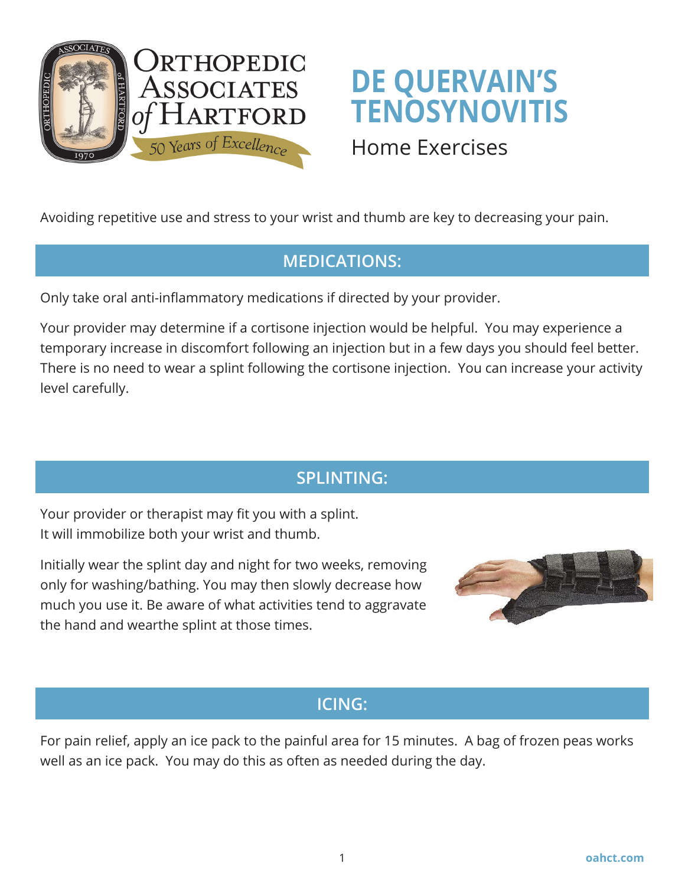Orthopedic Associates of Hartford
50 Years of Excellence

# DE QUERVAIN'S TENOSYNOVITIS

Home Exercises

Avoiding repetitive use and stress to your wrist and thumb are key to decreasing your pain.

## MEDICATIONS:

Only take oral anti-inflammatory medications if directed by your provider.

Your provider may determine if a cortisone injection would be helpful. You may experience a temporary increase in discomfort following an injection but in a few days you should feel better. There is no need to wear a splint following the cortisone injection. You can increase your activity level carefully.

## SPLINTING:

Your provider or therapist may fit you with a splint.
It will immobilize both your wrist and thumb.

Initially wear the splint day and night for two weeks, removing only for washing/bathing. You may then slowly decrease how much you use it. Be aware of what activities tend to aggravate the hand and wearthe splint at those times.

## ICING:

For pain relief, apply an ice pack to the painful area for 15 minutes. A bag of frozen peas works well as an ice pack. You may do this as often as needed during the day.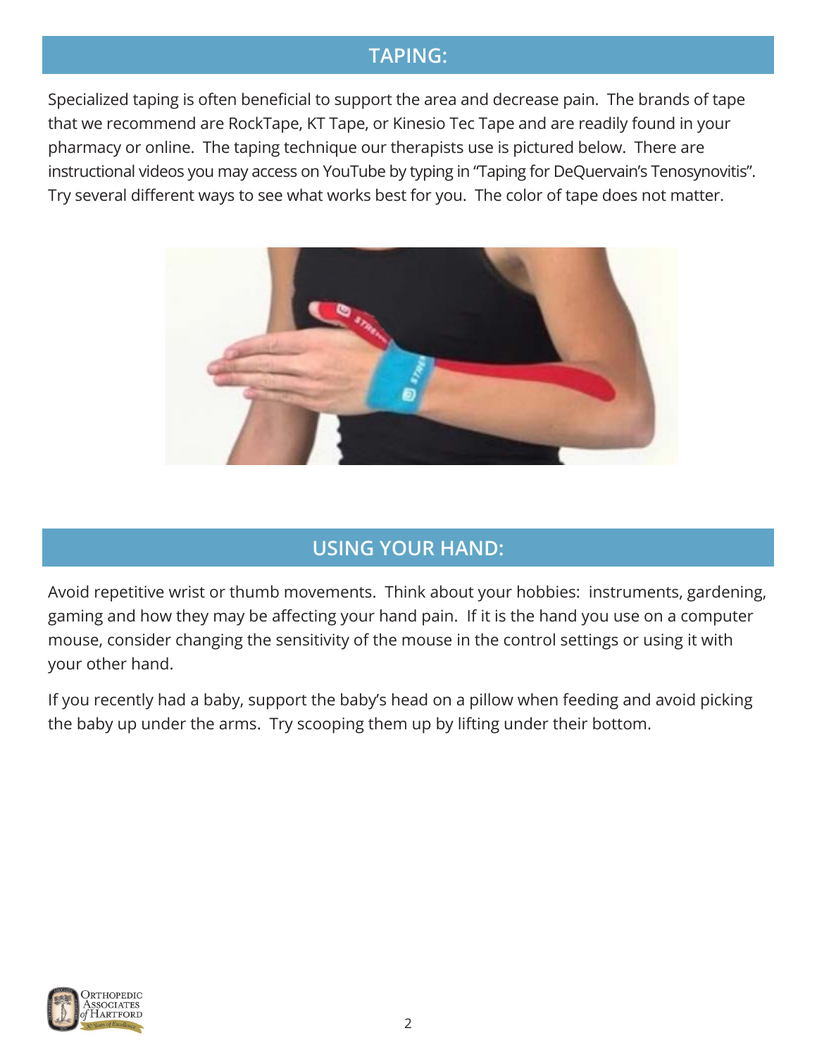## TAPING:

Specialized taping is often beneficial to support the area and decrease pain. The brands of tape that we recommend are RockTape, KT Tape, or Kinesio Tec Tape and are readily found in your pharmacy or online. The taping technique our therapists use is pictured below. There are instructional videos you may access on YouTube by typing in "Taping for DeQuervain's Tenosynovitis". Try several different ways to see what works best for you. The color of tape does not matter.

## USING YOUR HAND:

Avoid repetitive wrist or thumb movements. Think about your hobbies: instruments, gardening, gaming and how they may be affecting your hand pain. If it is the hand you use on a computer mouse, consider changing the sensitivity of the mouse in the control settings or using it with your other hand.

If you recently had a baby, support the baby's head on a pillow when feeding and avoid picking the baby up under the arms. Try scooping them up by lifting under their bottom.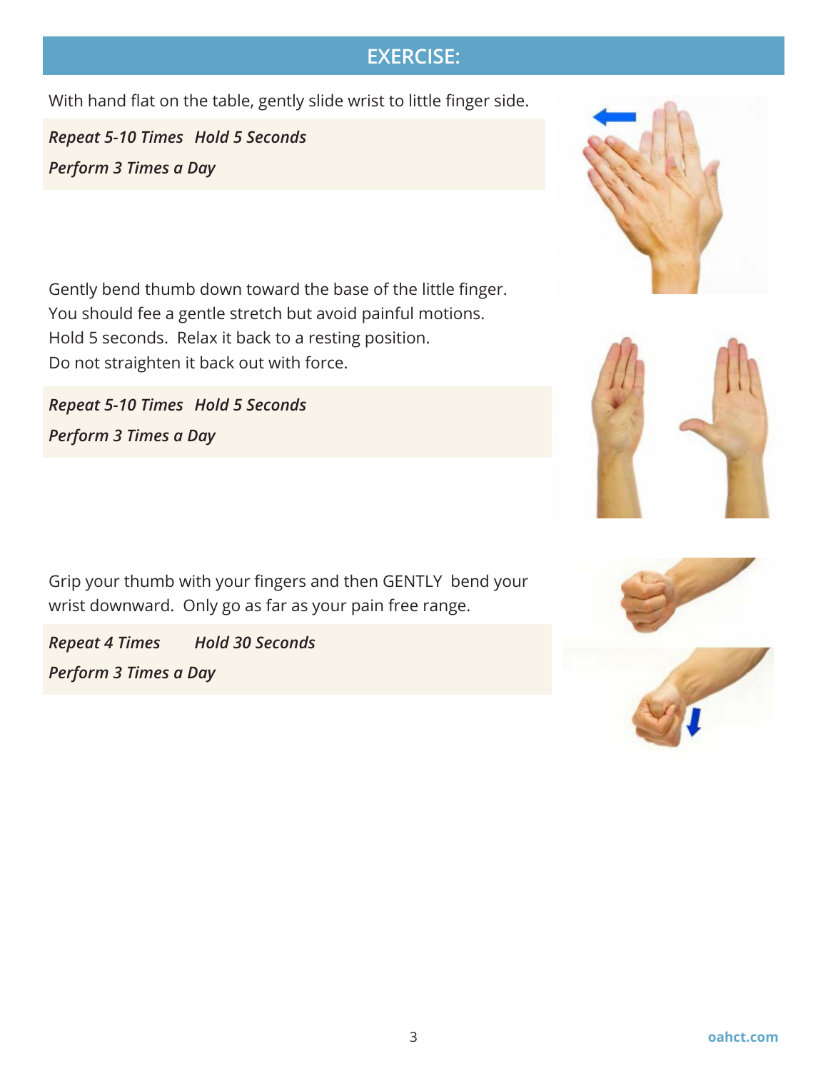## EXERCISE:

With hand flat on the table, gently slide wrist to little finger side.

***Repeat 5-10 Times Hold 5 Seconds***
***Perform 3 Times a Day***

Gently bend thumb down toward the base of the little finger.
You should fee a gentle stretch but avoid painful motions.
Hold 5 seconds. Relax it back to a resting position.
Do not straighten it back out with force.

***Repeat 5-10 Times Hold 5 Seconds***
***Perform 3 Times a Day***

Grip your thumb with your fingers and then GENTLY bend your wrist downward. Only go as far as your pain free range.

***Repeat 4 Times Hold 30 Seconds***
***Perform 3 Times a Day***

oahct.com